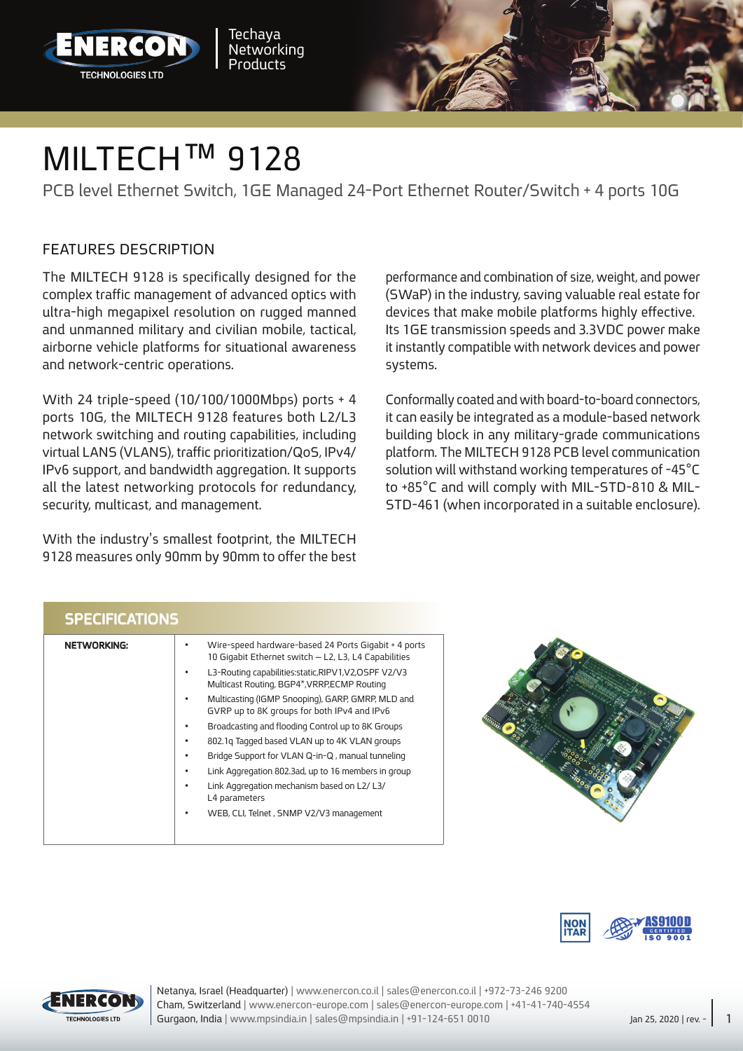# MILTECH™ 9128

PCB level Ethernet Switch, 1GE Managed 24-Port Ethernet Router/Switch + 4 ports 10G

## FEATURES DESCRIPTION

The MILTECH 9128 is specifically designed for the complex traffic management of advanced optics with ultra-high megapixel resolution on rugged manned and unmanned military and civilian mobile, tactical, airborne vehicle platforms for situational awareness and network-centric operations.

With 24 triple-speed (10/100/1000Mbps) ports + 4 ports 10G, the MILTECH 9128 features both L2/L3 network switching and routing capabilities, including virtual LANS (VLANS), traffic prioritization/QoS, IPv4/IPv6 support, and bandwidth aggregation. It supports all the latest networking protocols for redundancy, security, multicast, and management.

With the industry's smallest footprint, the MILTECH 9128 measures only 90mm by 90mm to offer the best performance and combination of size, weight, and power (SWaP) in the industry, saving valuable real estate for devices that make mobile platforms highly effective. Its 1GE transmission speeds and 3.3VDC power make it instantly compatible with network devices and power systems.

Conformally coated and with board-to-board connectors, it can easily be integrated as a module-based network building block in any military-grade communications platform. The MILTECH 9128 PCB level communication solution will withstand working temperatures of -45°C to +85°C and will comply with MIL-STD-810 & MIL-STD-461 (when incorporated in a suitable enclosure).

## SPECIFICATIONS

| | |
|---|---|
| **NETWORKING:** | • Wire-speed hardware-based 24 Ports Gigabit + 4 ports 10 Gigabit Ethernet switch – L2, L3, L4 Capabilities<br>• L3-Routing capabilities:static,RIPV1,V2,OSPF V2/V3 Multicast Routing, BGP4*,VRRP,ECMP Routing<br>• Multicasting (IGMP Snooping), GARP, GMRP, MLD and GVRP up to 8K groups for both IPv4 and IPv6<br>• Broadcasting and flooding Control up to 8K Groups<br>• 802.1q Tagged based VLAN up to 4K VLAN groups<br>• Bridge Support for VLAN Q-in-Q , manual tunneling<br>• Link Aggregation 802.3ad, up to 16 members in group<br>• Link Aggregation mechanism based on L2/ L3/ L4 parameters<br>• WEB, CLI, Telnet , SNMP V2/V3 management |

NON ITAR

AS9100D CERTIFIED ISO 9001

Netanya, Israel (Headquarter) | www.enercon.co.il | sales@enercon.co.il | +972-73-246 9200
Cham, Switzerland | www.enercon-europe.com | sales@enercon-europe.com | +41-41-740-4554
Gurgaon, India | www.mpsindia.in | sales@mpsindia.in | +91-124-651 0010

Jan 25, 2020 | rev. -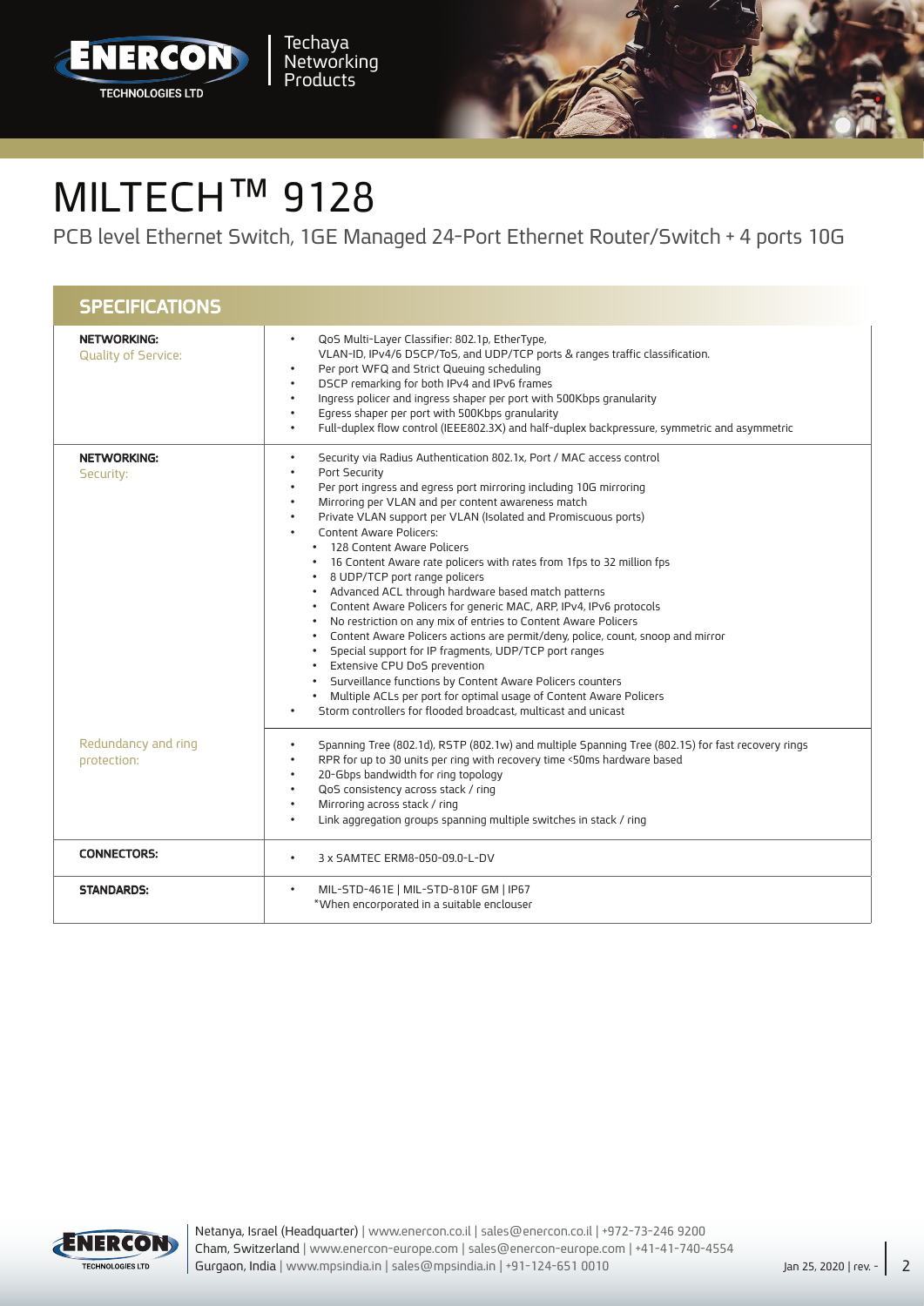# MILTECH™ 9128

PCB level Ethernet Switch, 1GE Managed 24-Port Ethernet Router/Switch + 4 ports 10G

## SPECIFICATIONS

| | |
|---|---|
| **NETWORKING:** Quality of Service: | • QoS Multi-Layer Classifier: 802.1p, EtherType, VLAN-ID, IPv4/6 DSCP/ToS, and UDP/TCP ports & ranges traffic classification.<br>• Per port WFQ and Strict Queuing scheduling<br>• DSCP remarking for both IPv4 and IPv6 frames<br>• Ingress policer and ingress shaper per port with 500Kbps granularity<br>• Egress shaper per port with 500Kbps granularity<br>• Full-duplex flow control (IEEE802.3X) and half-duplex backpressure, symmetric and asymmetric |
| **NETWORKING:** Security: | • Security via Radius Authentication 802.1x, Port / MAC access control<br>• Port Security<br>• Per port ingress and egress port mirroring including 10G mirroring<br>• Mirroring per VLAN and per content awareness match<br>• Private VLAN support per VLAN (Isolated and Promiscuous ports)<br>• Content Aware Policers:<br>  • 128 Content Aware Policers<br>  • 16 Content Aware rate policers with rates from 1fps to 32 million fps<br>  • 8 UDP/TCP port range policers<br>  • Advanced ACL through hardware based match patterns<br>  • Content Aware Policers for generic MAC, ARP, IPv4, IPv6 protocols<br>  • No restriction on any mix of entries to Content Aware Policers<br>  • Content Aware Policers actions are permit/deny, police, count, snoop and mirror<br>  • Special support for IP fragments, UDP/TCP port ranges<br>  • Extensive CPU DoS prevention<br>  • Surveillance functions by Content Aware Policers counters<br>  • Multiple ACLs per port for optimal usage of Content Aware Policers<br>• Storm controllers for flooded broadcast, multicast and unicast |
| Redundancy and ring protection: | • Spanning Tree (802.1d), RSTP (802.1w) and multiple Spanning Tree (802.1S) for fast recovery rings<br>• RPR for up to 30 units per ring with recovery time <50ms hardware based<br>• 20-Gbps bandwidth for ring topology<br>• QoS consistency across stack / ring<br>• Mirroring across stack / ring<br>• Link aggregation groups spanning multiple switches in stack / ring |
| **CONNECTORS:** | • 3 x SAMTEC ERM8-050-09.0-L-DV |
| **STANDARDS:** | • MIL-STD-461E \| MIL-STD-810F GM \| IP67<br>*When encorporated in a suitable enclouser |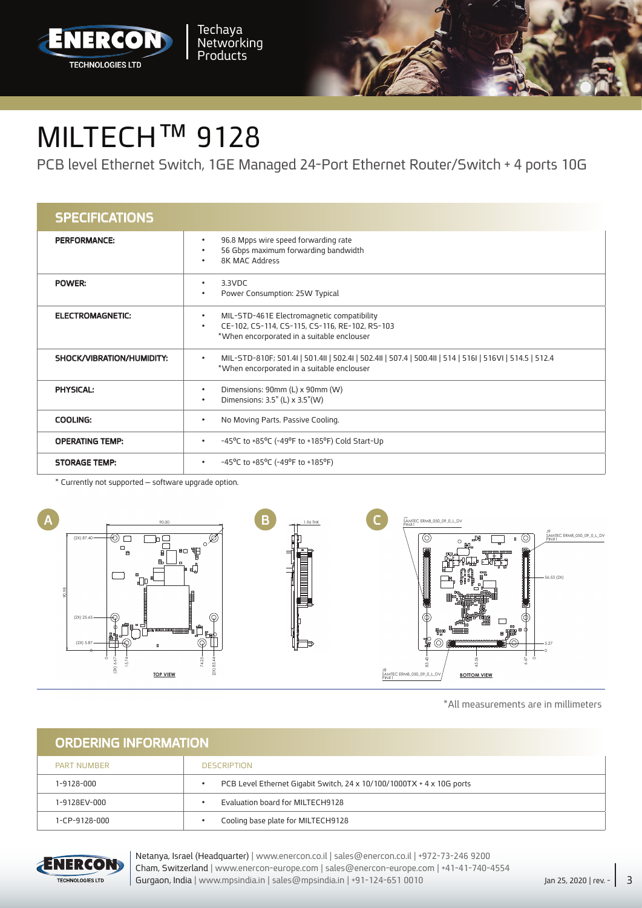# MILTECH™ 9128

PCB level Ethernet Switch, 1GE Managed 24-Port Ethernet Router/Switch + 4 ports 10G

## SPECIFICATIONS

| | |
|---|---|
| **PERFORMANCE:** | • 96.8 Mpps wire speed forwarding rate<br>• 56 Gbps maximum forwarding bandwidth<br>• 8K MAC Address |
| **POWER:** | • 3.3VDC<br>• Power Consumption: 25W Typical |
| **ELECTROMAGNETIC:** | • MIL-STD-461E Electromagnetic compatibility<br>• CE-102, CS-114, CS-115, CS-116, RE-102, RS-103<br>*When encorporated in a suitable encloser |
| **SHOCK/VIBRATION/HUMIDITY:** | • MIL-STD-810F; 501.4I \| 501.4II \| 502.4I \| 502.4II \| 507.4 \| 500.4II \| 514 \| 516I \| 516VI \| 514.5 \| 512.4<br>*When encorporated in a suitable encloser |
| **PHYSICAL:** | • Dimensions: 90mm (L) x 90mm (W)<br>• Dimensions: 3.5" (L) x 3.5"(W) |
| **COOLING:** | • No Moving Parts. Passive Cooling. |
| **OPERATING TEMP:** | • -45°C to +85°C (-49°F to +185°F) Cold Start-Up |
| **STORAGE TEMP:** | • -45°C to +85°C (-49°F to +185°F) |

* Currently not supported – software upgrade option.

A

TOP VIEW

B

C

BOTTOM VIEW

*All measurements are in millimeters

## ORDERING INFORMATION

| PART NUMBER | DESCRIPTION |
|---|---|
| 1-9128-000 | • PCB Level Ethernet Gigabit Switch, 24 x 10/100/1000TX + 4 x 10G ports |
| 1-9128EV-000 | • Evaluation board for MILTECH9128 |
| 1-CP-9128-000 | • Cooling base plate for MILTECH9128 |

Netanya, Israel (Headquarter) | www.enercon.co.il | sales@enercon.co.il | +972-73-246 9200
Cham, Switzerland | www.enercon-europe.com | sales@enercon-europe.com | +41-41-740-4554
Gurgaon, India | www.mpsindia.in | sales@mpsindia.in | +91-124-651 0010

Jan 25, 2020 | rev. -